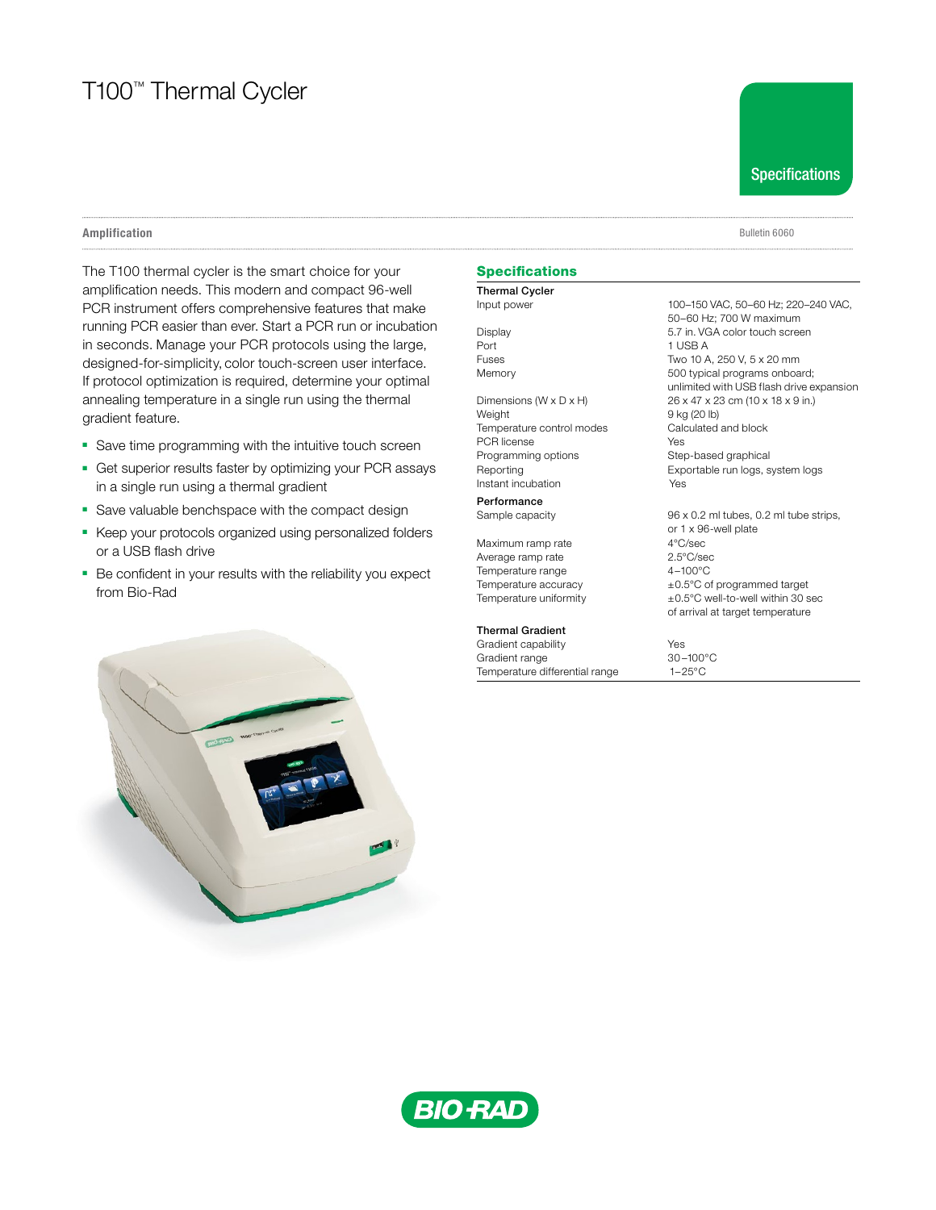# T100™ Thermal Cycler

Specifications

Amplification

Bulletin 6060

The T100 thermal cycler is the smart choice for your amplification needs. This modern and compact 96-well PCR instrument offers comprehensive features that make running PCR easier than ever. Start a PCR run or incubation in seconds. Manage your PCR protocols using the large, designed-for-simplicity, color touch-screen user interface. If protocol optimization is required, determine your optimal annealing temperature in a single run using the thermal gradient feature.

- Save time programming with the intuitive touch screen
- Get superior results faster by optimizing your PCR assays in a single run using a thermal gradient
- Save valuable benchspace with the compact design
- Keep your protocols organized using personalized folders or a USB flash drive
- Be confident in your results with the reliability you expect from Bio-Rad

## Specifications

| **Thermal Cycler** | |
|---|---|
| Input power | 100–150 VAC, 50–60 Hz; 220–240 VAC, 50–60 Hz; 700 W maximum |
| Display | 5.7 in. VGA color touch screen |
| Port | 1 USB A |
| Fuses | Two 10 A, 250 V, 5 x 20 mm |
| Memory | 500 typical programs onboard; unlimited with USB flash drive expansion |
| Dimensions (W x D x H) | 26 x 47 x 23 cm (10 x 18 x 9 in.) |
| Weight | 9 kg (20 lb) |
| Temperature control modes | Calculated and block |
| PCR license | Yes |
| Programming options | Step-based graphical |
| Reporting | Exportable run logs, system logs |
| Instant incubation | Yes |
| **Performance** | |
| Sample capacity | 96 x 0.2 ml tubes, 0.2 ml tube strips, or 1 x 96-well plate |
| Maximum ramp rate | 4°C/sec |
| Average ramp rate | 2.5°C/sec |
| Temperature range | 4–100°C |
| Temperature accuracy | ±0.5°C of programmed target |
| Temperature uniformity | ±0.5°C well-to-well within 30 sec of arrival at target temperature |
| **Thermal Gradient** | |
| Gradient capability | Yes |
| Gradient range | 30–100°C |
| Temperature differential range | 1–25°C |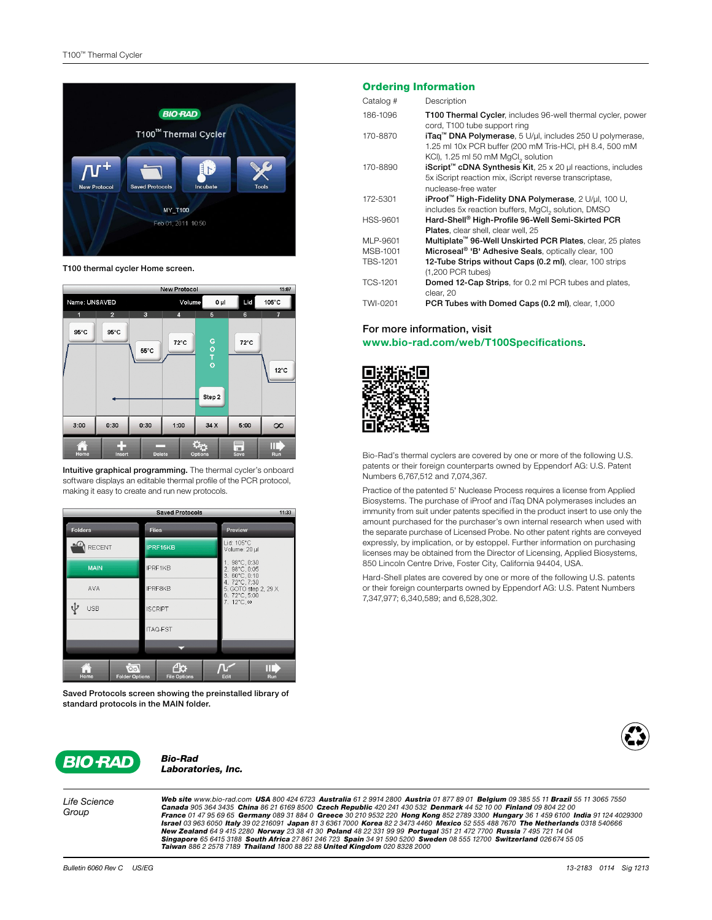T100™ thermal cycler Home screen.

**Intuitive graphical programming.** The thermal cycler's onboard software displays an editable thermal profile of the PCR protocol, making it easy to create and run new protocols.

Saved Protocols screen showing the preinstalled library of standard protocols in the MAIN folder.

## Ordering Information

| Catalog # | Description |
|---|---|
| 186-1096 | **T100 Thermal Cycler**, includes 96-well thermal cycler, power cord, T100 tube support ring |
| 170-8870 | **iTaq™ DNA Polymerase**, 5 U/µl, includes 250 U polymerase, 1.25 ml 10x PCR buffer (200 mM Tris-HCl, pH 8.4, 500 mM KCl), 1.25 ml 50 mM $MgCl_2$ solution |
| 170-8890 | **iScript™ cDNA Synthesis Kit**, 25 x 20 µl reactions, includes 5x iScript reaction mix, iScript reverse transcriptase, nuclease-free water |
| 172-5301 | **iProof™ High-Fidelity DNA Polymerase**, 2 U/µl, 100 U, includes 5x reaction buffers, $MgCl_2$ solution, DMSO |
| HSS-9601 | **Hard-Shell® High-Profile 96-Well Semi-Skirted PCR Plates**, clear shell, clear well, 25 |
| MLP-9601 | **Multiplate™ 96-Well Unskirted PCR Plates**, clear, 25 plates |
| MSB-1001 | **Microseal® 'B' Adhesive Seals**, optically clear, 100 |
| TBS-1201 | **12-Tube Strips without Caps (0.2 ml)**, clear, 100 strips (1,200 PCR tubes) |
| TCS-1201 | **Domed 12-Cap Strips**, for 0.2 ml PCR tubes and plates, clear, 20 |
| TWI-0201 | **PCR Tubes with Domed Caps (0.2 ml)**, clear, 1,000 |

For more information, visit **www.bio-rad.com/web/T100Specifications**.

Bio-Rad's thermal cyclers are covered by one or more of the following U.S. patents or their foreign counterparts owned by Eppendorf AG: U.S. Patent Numbers 6,767,512 and 7,074,367.

Practice of the patented 5' Nuclease Process requires a license from Applied Biosystems. The purchase of iProof and iTaq DNA polymerases includes an immunity from suit under patents specified in the product insert to use only the amount purchased for the purchaser's own internal research when used with the separate purchase of Licensed Probe. No other patent rights are conveyed expressly, by implication, or by estoppel. Further information on purchasing licenses may be obtained from the Director of Licensing, Applied Biosystems, 850 Lincoln Centre Drive, Foster City, California 94404, USA.

Hard-Shell plates are covered by one or more of the following U.S. patents or their foreign counterparts owned by Eppendorf AG: U.S. Patent Numbers 7,347,977; 6,340,589; and 6,528,302.

***Bio-Rad Laboratories, Inc.***

*Life Science Group*

***Web site*** *www.bio-rad.com* ***USA*** *800 424 6723* ***Australia*** *61 2 9914 2800* ***Austria*** *01 877 89 01* ***Belgium*** *09 385 55 11* ***Brazil*** *55 11 3065 7550* ***Canada*** *905 364 3435* ***China*** *86 21 6169 8500* ***Czech Republic*** *420 241 430 532* ***Denmark*** *44 52 10 00* ***Finland*** *09 804 22 00* ***France*** *01 47 95 69 65* ***Germany*** *089 31 884 0* ***Greece*** *30 210 9532 220* ***Hong Kong*** *852 2789 3300* ***Hungary*** *36 1 459 6100* ***India*** *91 124 4029300* ***Israel*** *03 963 6050* ***Italy*** *39 02 216091* ***Japan*** *81 3 6361 7000* ***Korea*** *82 2 3473 4460* ***Mexico*** *52 555 488 7670* ***The Netherlands*** *0318 540666* ***New Zealand*** *64 9 415 2280* ***Norway*** *23 38 41 30* ***Poland*** *48 22 331 99 99* ***Portugal*** *351 21 472 7700* ***Russia*** *7 495 721 14 04* ***Singapore*** *65 6415 3188* ***South Africa*** *27 861 246 723* ***Spain*** *34 91 590 5200* ***Sweden*** *08 555 12700* ***Switzerland*** *026 674 55 05* ***Taiwan*** *886 2 2578 7189* ***Thailand*** *1800 88 22 88* ***United Kingdom*** *020 8328 2000*

Bulletin 6060 Rev C US/EG 13-2183 0114 Sig 1213